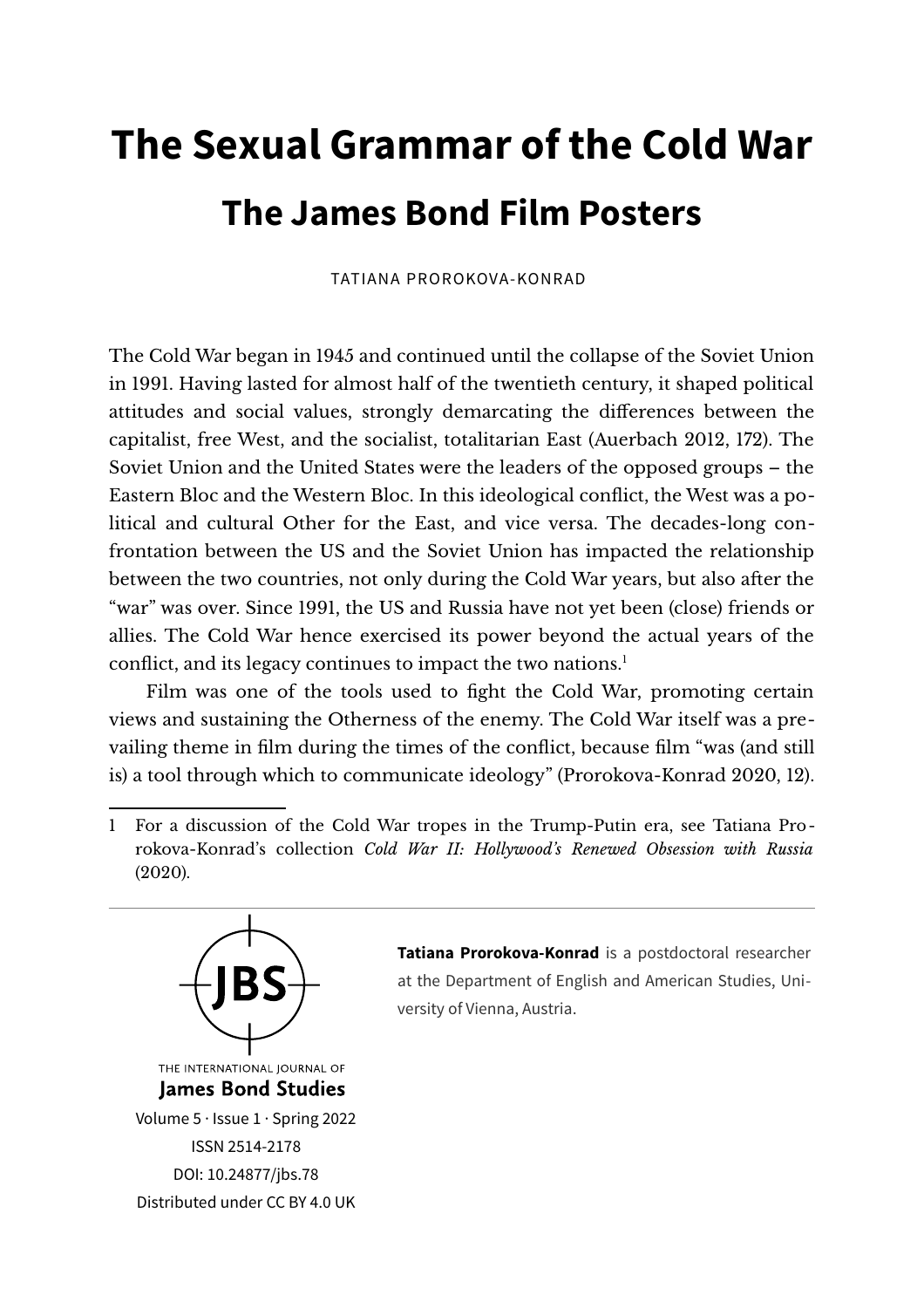# The Sexual Grammar of the Cold War

## The James Bond Film Posters

TATIANA PROROKOVA-KONRAD

The Cold War began in 1945 and continued until the collapse of the Soviet Union in 1991. Having lasted for almost half of the twentieth century, it shaped political attitudes and social values, strongly demarcating the differences between the capitalist, free West, and the socialist, totalitarian East (Auerbach 2012, 172). The Soviet Union and the United States were the leaders of the opposed groups – the Eastern Bloc and the Western Bloc. In this ideological conflict, the West was a political and cultural Other for the East, and vice versa. The decades-long confrontation between the US and the Soviet Union has impacted the relationship between the two countries, not only during the Cold War years, but also after the "war" was over. Since 1991, the US and Russia have not yet been (close) friends or allies. The Cold War hence exercised its power beyond the actual years of the conflict, and its legacy continues to impact the two nations.[1]

Film was one of the tools used to fight the Cold War, promoting certain views and sustaining the Otherness of the enemy. The Cold War itself was a prevailing theme in film during the times of the conflict, because film "was (and still is) a tool through which to communicate ideology" (Prorokova-Konrad 2020, 12).

1 For a discussion of the Cold War tropes in the Trump-Putin era, see Tatiana Prorokova-Konrad's collection *Cold War II: Hollywood's Renewed Obsession with Russia* (2020).

THE INTERNATIONAL JOURNAL OF **James Bond Studies**
Volume 5 · Issue 1 · Spring 2022
ISSN 2514-2178
DOI: 10.24877/jbs.78
Distributed under CC BY 4.0 UK

**Tatiana Prorokova-Konrad** is a postdoctoral researcher at the Department of English and American Studies, University of Vienna, Austria.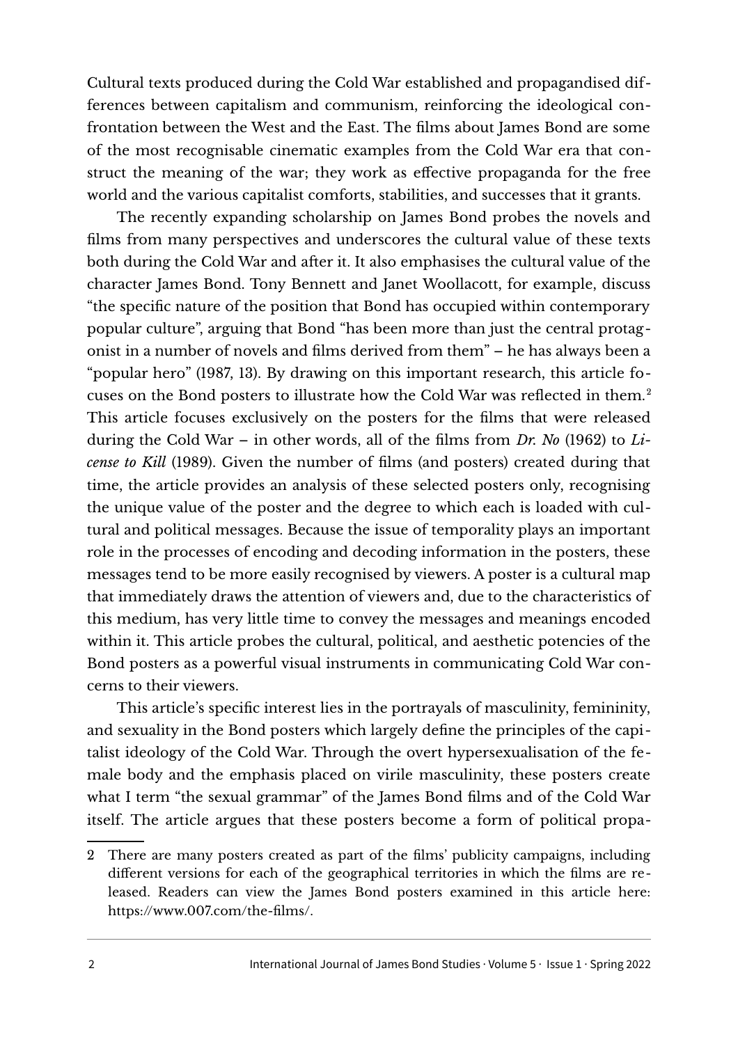Cultural texts produced during the Cold War established and propagandised differences between capitalism and communism, reinforcing the ideological confrontation between the West and the East. The films about James Bond are some of the most recognisable cinematic examples from the Cold War era that construct the meaning of the war; they work as effective propaganda for the free world and the various capitalist comforts, stabilities, and successes that it grants.

The recently expanding scholarship on James Bond probes the novels and films from many perspectives and underscores the cultural value of these texts both during the Cold War and after it. It also emphasises the cultural value of the character James Bond. Tony Bennett and Janet Woollacott, for example, discuss "the specific nature of the position that Bond has occupied within contemporary popular culture", arguing that Bond "has been more than just the central protagonist in a number of novels and films derived from them" – he has always been a "popular hero" (1987, 13). By drawing on this important research, this article focuses on the Bond posters to illustrate how the Cold War was reflected in them.[2] This article focuses exclusively on the posters for the films that were released during the Cold War – in other words, all of the films from *Dr. No* (1962) to *License to Kill* (1989). Given the number of films (and posters) created during that time, the article provides an analysis of these selected posters only, recognising the unique value of the poster and the degree to which each is loaded with cultural and political messages. Because the issue of temporality plays an important role in the processes of encoding and decoding information in the posters, these messages tend to be more easily recognised by viewers. A poster is a cultural map that immediately draws the attention of viewers and, due to the characteristics of this medium, has very little time to convey the messages and meanings encoded within it. This article probes the cultural, political, and aesthetic potencies of the Bond posters as a powerful visual instruments in communicating Cold War concerns to their viewers.

This article's specific interest lies in the portrayals of masculinity, femininity, and sexuality in the Bond posters which largely define the principles of the capitalist ideology of the Cold War. Through the overt hypersexualisation of the female body and the emphasis placed on virile masculinity, these posters create what I term "the sexual grammar" of the James Bond films and of the Cold War itself. The article argues that these posters become a form of political propa-

2 There are many posters created as part of the films' publicity campaigns, including different versions for each of the geographical territories in which the films are released. Readers can view the James Bond posters examined in this article here: https://www.007.com/the-films/.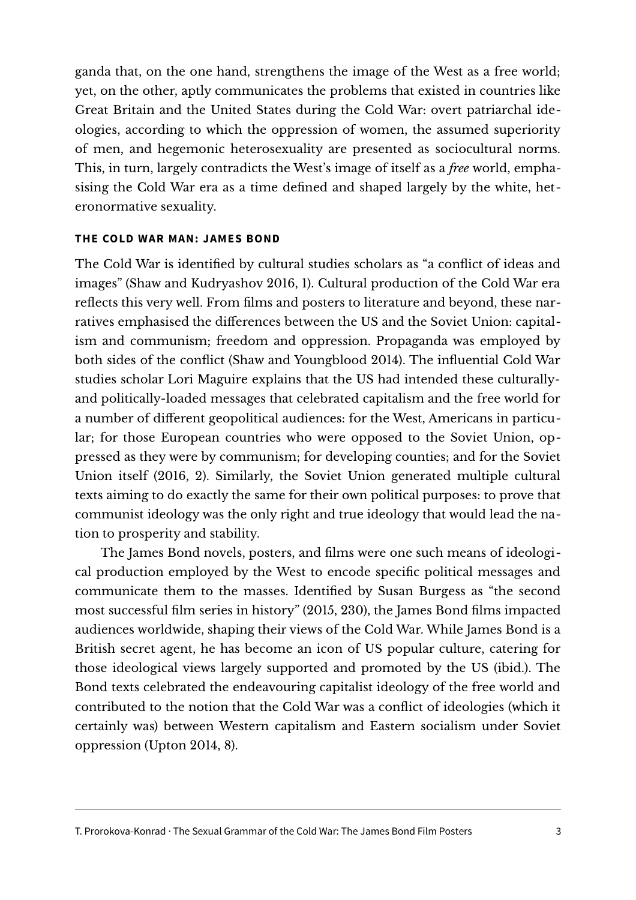ganda that, on the one hand, strengthens the image of the West as a free world; yet, on the other, aptly communicates the problems that existed in countries like Great Britain and the United States during the Cold War: overt patriarchal ideologies, according to which the oppression of women, the assumed superiority of men, and hegemonic heterosexuality are presented as sociocultural norms. This, in turn, largely contradicts the West's image of itself as a *free* world, emphasising the Cold War era as a time defined and shaped largely by the white, heteronormative sexuality.

## THE COLD WAR MAN: JAMES BOND

The Cold War is identified by cultural studies scholars as "a conflict of ideas and images" (Shaw and Kudryashov 2016, 1). Cultural production of the Cold War era reflects this very well. From films and posters to literature and beyond, these narratives emphasised the differences between the US and the Soviet Union: capitalism and communism; freedom and oppression. Propaganda was employed by both sides of the conflict (Shaw and Youngblood 2014). The influential Cold War studies scholar Lori Maguire explains that the US had intended these culturally- and politically-loaded messages that celebrated capitalism and the free world for a number of different geopolitical audiences: for the West, Americans in particular; for those European countries who were opposed to the Soviet Union, oppressed as they were by communism; for developing counties; and for the Soviet Union itself (2016, 2). Similarly, the Soviet Union generated multiple cultural texts aiming to do exactly the same for their own political purposes: to prove that communist ideology was the only right and true ideology that would lead the nation to prosperity and stability.

The James Bond novels, posters, and films were one such means of ideological production employed by the West to encode specific political messages and communicate them to the masses. Identified by Susan Burgess as "the second most successful film series in history" (2015, 230), the James Bond films impacted audiences worldwide, shaping their views of the Cold War. While James Bond is a British secret agent, he has become an icon of US popular culture, catering for those ideological views largely supported and promoted by the US (ibid.). The Bond texts celebrated the endeavouring capitalist ideology of the free world and contributed to the notion that the Cold War was a conflict of ideologies (which it certainly was) between Western capitalism and Eastern socialism under Soviet oppression (Upton 2014, 8).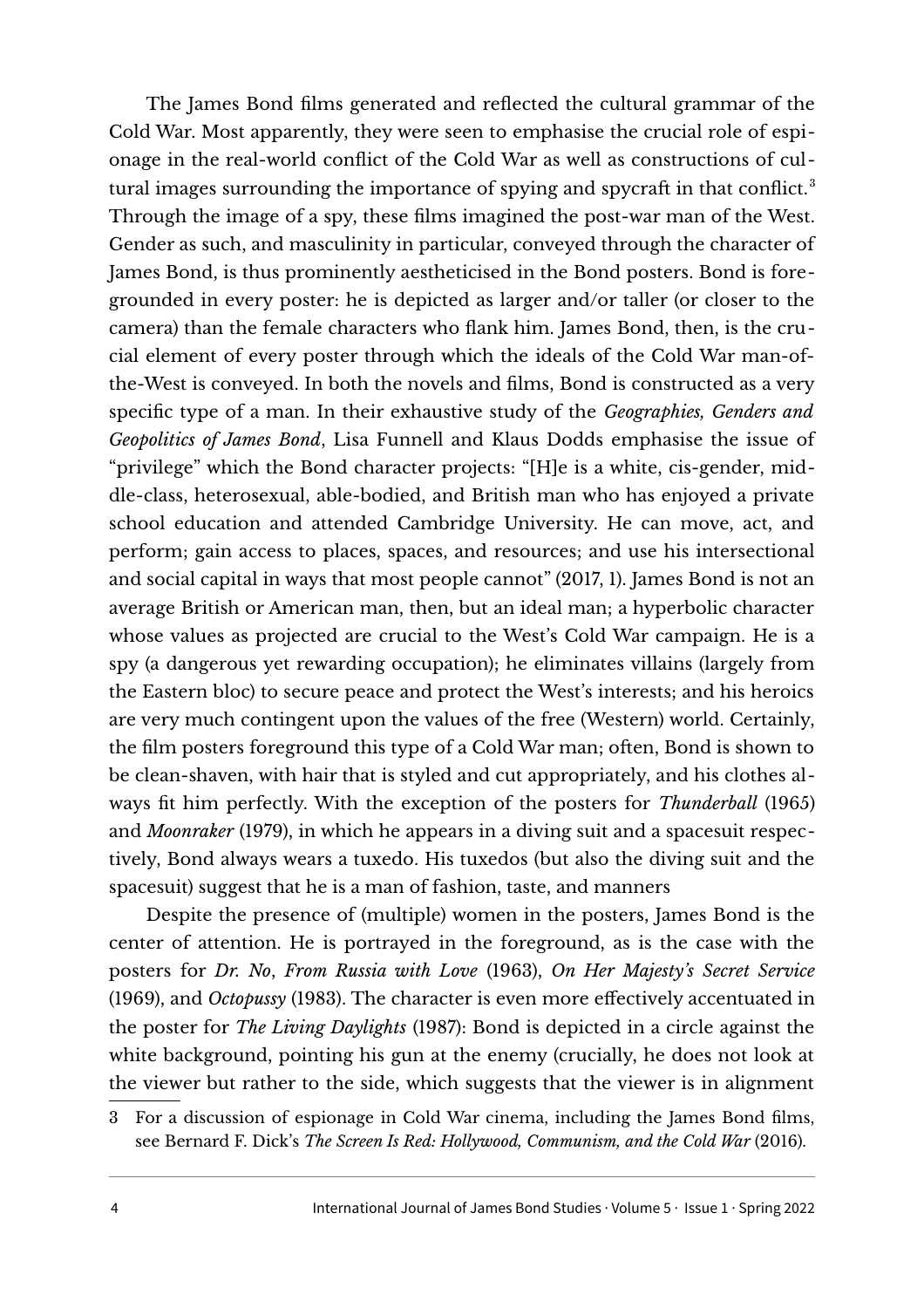The James Bond films generated and reflected the cultural grammar of the Cold War. Most apparently, they were seen to emphasise the crucial role of espionage in the real-world conflict of the Cold War as well as constructions of cultural images surrounding the importance of spying and spycraft in that conflict.[3] Through the image of a spy, these films imagined the post-war man of the West. Gender as such, and masculinity in particular, conveyed through the character of James Bond, is thus prominently aestheticised in the Bond posters. Bond is foregrounded in every poster: he is depicted as larger and/or taller (or closer to the camera) than the female characters who flank him. James Bond, then, is the crucial element of every poster through which the ideals of the Cold War man-of-the-West is conveyed. In both the novels and films, Bond is constructed as a very specific type of a man. In their exhaustive study of the *Geographies, Genders and Geopolitics of James Bond*, Lisa Funnell and Klaus Dodds emphasise the issue of "privilege" which the Bond character projects: "[H]e is a white, cis-gender, middle-class, heterosexual, able-bodied, and British man who has enjoyed a private school education and attended Cambridge University. He can move, act, and perform; gain access to places, spaces, and resources; and use his intersectional and social capital in ways that most people cannot" (2017, 1). James Bond is not an average British or American man, then, but an ideal man; a hyperbolic character whose values as projected are crucial to the West's Cold War campaign. He is a spy (a dangerous yet rewarding occupation); he eliminates villains (largely from the Eastern bloc) to secure peace and protect the West's interests; and his heroics are very much contingent upon the values of the free (Western) world. Certainly, the film posters foreground this type of a Cold War man; often, Bond is shown to be clean-shaven, with hair that is styled and cut appropriately, and his clothes always fit him perfectly. With the exception of the posters for *Thunderball* (1965) and *Moonraker* (1979), in which he appears in a diving suit and a spacesuit respectively, Bond always wears a tuxedo. His tuxedos (but also the diving suit and the spacesuit) suggest that he is a man of fashion, taste, and manners

Despite the presence of (multiple) women in the posters, James Bond is the center of attention. He is portrayed in the foreground, as is the case with the posters for *Dr. No*, *From Russia with Love* (1963), *On Her Majesty's Secret Service* (1969), and *Octopussy* (1983). The character is even more effectively accentuated in the poster for *The Living Daylights* (1987): Bond is depicted in a circle against the white background, pointing his gun at the enemy (crucially, he does not look at the viewer but rather to the side, which suggests that the viewer is in alignment

---

3 For a discussion of espionage in Cold War cinema, including the James Bond films, see Bernard F. Dick's *The Screen Is Red: Hollywood, Communism, and the Cold War* (2016).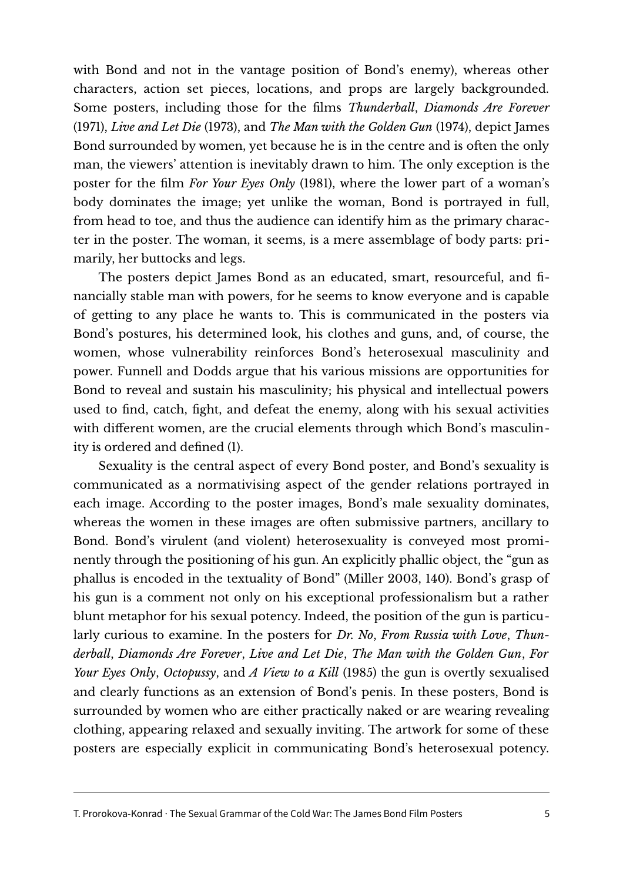with Bond and not in the vantage position of Bond's enemy), whereas other characters, action set pieces, locations, and props are largely backgrounded. Some posters, including those for the films *Thunderball*, *Diamonds Are Forever* (1971), *Live and Let Die* (1973), and *The Man with the Golden Gun* (1974), depict James Bond surrounded by women, yet because he is in the centre and is often the only man, the viewers' attention is inevitably drawn to him. The only exception is the poster for the film *For Your Eyes Only* (1981), where the lower part of a woman's body dominates the image; yet unlike the woman, Bond is portrayed in full, from head to toe, and thus the audience can identify him as the primary character in the poster. The woman, it seems, is a mere assemblage of body parts: primarily, her buttocks and legs.

The posters depict James Bond as an educated, smart, resourceful, and financially stable man with powers, for he seems to know everyone and is capable of getting to any place he wants to. This is communicated in the posters via Bond's postures, his determined look, his clothes and guns, and, of course, the women, whose vulnerability reinforces Bond's heterosexual masculinity and power. Funnell and Dodds argue that his various missions are opportunities for Bond to reveal and sustain his masculinity; his physical and intellectual powers used to find, catch, fight, and defeat the enemy, along with his sexual activities with different women, are the crucial elements through which Bond's masculinity is ordered and defined (1).

Sexuality is the central aspect of every Bond poster, and Bond's sexuality is communicated as a normativising aspect of the gender relations portrayed in each image. According to the poster images, Bond's male sexuality dominates, whereas the women in these images are often submissive partners, ancillary to Bond. Bond's virulent (and violent) heterosexuality is conveyed most prominently through the positioning of his gun. An explicitly phallic object, the "gun as phallus is encoded in the textuality of Bond" (Miller 2003, 140). Bond's grasp of his gun is a comment not only on his exceptional professionalism but a rather blunt metaphor for his sexual potency. Indeed, the position of the gun is particularly curious to examine. In the posters for *Dr. No*, *From Russia with Love*, *Thunderball*, *Diamonds Are Forever*, *Live and Let Die*, *The Man with the Golden Gun*, *For Your Eyes Only*, *Octopussy*, and *A View to a Kill* (1985) the gun is overtly sexualised and clearly functions as an extension of Bond's penis. In these posters, Bond is surrounded by women who are either practically naked or are wearing revealing clothing, appearing relaxed and sexually inviting. The artwork for some of these posters are especially explicit in communicating Bond's heterosexual potency.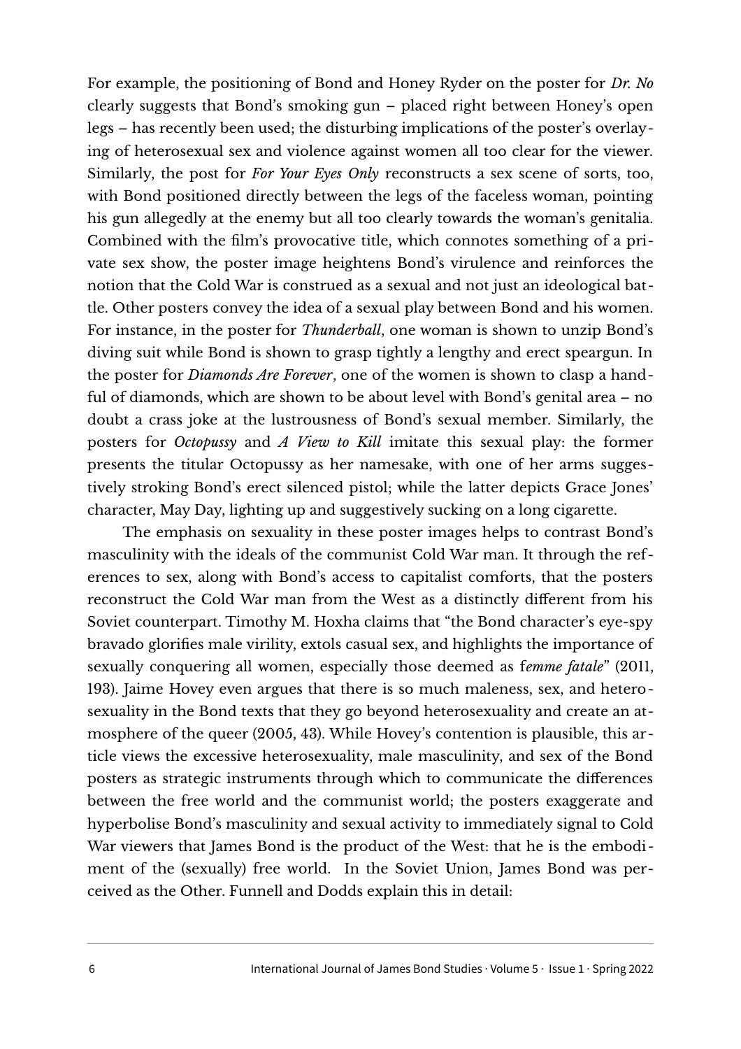For example, the positioning of Bond and Honey Ryder on the poster for *Dr. No* clearly suggests that Bond's smoking gun – placed right between Honey's open legs – has recently been used; the disturbing implications of the poster's overlaying of heterosexual sex and violence against women all too clear for the viewer. Similarly, the post for *For Your Eyes Only* reconstructs a sex scene of sorts, too, with Bond positioned directly between the legs of the faceless woman, pointing his gun allegedly at the enemy but all too clearly towards the woman's genitalia. Combined with the film's provocative title, which connotes something of a private sex show, the poster image heightens Bond's virulence and reinforces the notion that the Cold War is construed as a sexual and not just an ideological battle. Other posters convey the idea of a sexual play between Bond and his women. For instance, in the poster for *Thunderball*, one woman is shown to unzip Bond's diving suit while Bond is shown to grasp tightly a lengthy and erect speargun. In the poster for *Diamonds Are Forever*, one of the women is shown to clasp a handful of diamonds, which are shown to be about level with Bond's genital area – no doubt a crass joke at the lustrousness of Bond's sexual member. Similarly, the posters for *Octopussy* and *A View to Kill* imitate this sexual play: the former presents the titular Octopussy as her namesake, with one of her arms suggestively stroking Bond's erect silenced pistol; while the latter depicts Grace Jones' character, May Day, lighting up and suggestively sucking on a long cigarette.

The emphasis on sexuality in these poster images helps to contrast Bond's masculinity with the ideals of the communist Cold War man. It through the references to sex, along with Bond's access to capitalist comforts, that the posters reconstruct the Cold War man from the West as a distinctly different from his Soviet counterpart. Timothy M. Hoxha claims that "the Bond character's eye-spy bravado glorifies male virility, extols casual sex, and highlights the importance of sexually conquering all women, especially those deemed as f*emme fatale*" (2011, 193). Jaime Hovey even argues that there is so much maleness, sex, and heterosexuality in the Bond texts that they go beyond heterosexuality and create an atmosphere of the queer (2005, 43). While Hovey's contention is plausible, this article views the excessive heterosexuality, male masculinity, and sex of the Bond posters as strategic instruments through which to communicate the differences between the free world and the communist world; the posters exaggerate and hyperbolise Bond's masculinity and sexual activity to immediately signal to Cold War viewers that James Bond is the product of the West: that he is the embodiment of the (sexually) free world. In the Soviet Union, James Bond was perceived as the Other. Funnell and Dodds explain this in detail: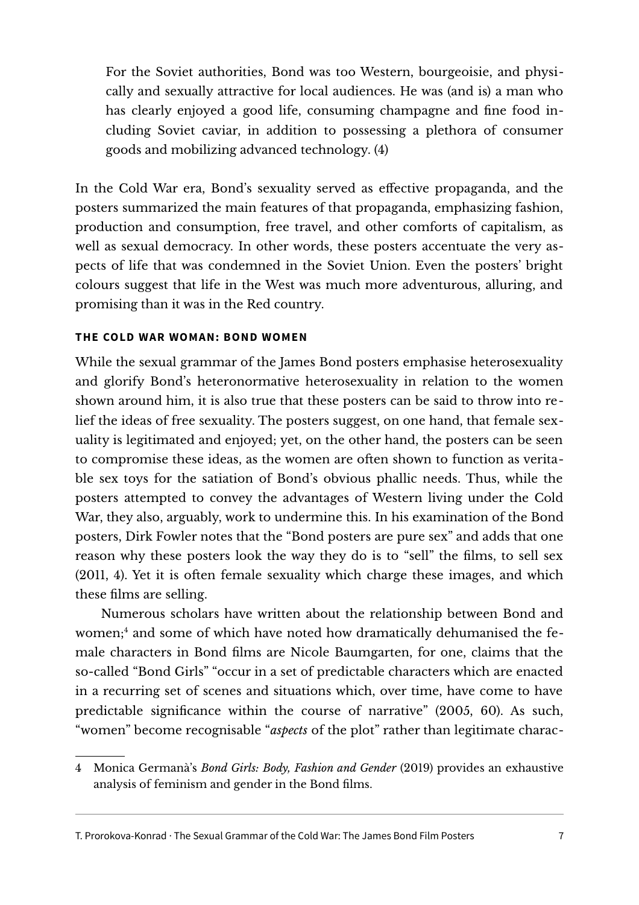> For the Soviet authorities, Bond was too Western, bourgeoisie, and physically and sexually attractive for local audiences. He was (and is) a man who has clearly enjoyed a good life, consuming champagne and fine food including Soviet caviar, in addition to possessing a plethora of consumer goods and mobilizing advanced technology. (4)

In the Cold War era, Bond's sexuality served as effective propaganda, and the posters summarized the main features of that propaganda, emphasizing fashion, production and consumption, free travel, and other comforts of capitalism, as well as sexual democracy. In other words, these posters accentuate the very aspects of life that was condemned in the Soviet Union. Even the posters' bright colours suggest that life in the West was much more adventurous, alluring, and promising than it was in the Red country.

## THE COLD WAR WOMAN: BOND WOMEN

While the sexual grammar of the James Bond posters emphasise heterosexuality and glorify Bond's heteronormative heterosexuality in relation to the women shown around him, it is also true that these posters can be said to throw into relief the ideas of free sexuality. The posters suggest, on one hand, that female sexuality is legitimated and enjoyed; yet, on the other hand, the posters can be seen to compromise these ideas, as the women are often shown to function as veritable sex toys for the satiation of Bond's obvious phallic needs. Thus, while the posters attempted to convey the advantages of Western living under the Cold War, they also, arguably, work to undermine this. In his examination of the Bond posters, Dirk Fowler notes that the "Bond posters are pure sex" and adds that one reason why these posters look the way they do is to "sell" the films, to sell sex (2011, 4). Yet it is often female sexuality which charge these images, and which these films are selling.

Numerous scholars have written about the relationship between Bond and women;[4] and some of which have noted how dramatically dehumanised the female characters in Bond films are Nicole Baumgarten, for one, claims that the so-called "Bond Girls" "occur in a set of predictable characters which are enacted in a recurring set of scenes and situations which, over time, have come to have predictable significance within the course of narrative" (2005, 60). As such, "women" become recognisable "*aspects* of the plot" rather than legitimate charac-

---

4 Monica Germanà's *Bond Girls: Body, Fashion and Gender* (2019) provides an exhaustive analysis of feminism and gender in the Bond films.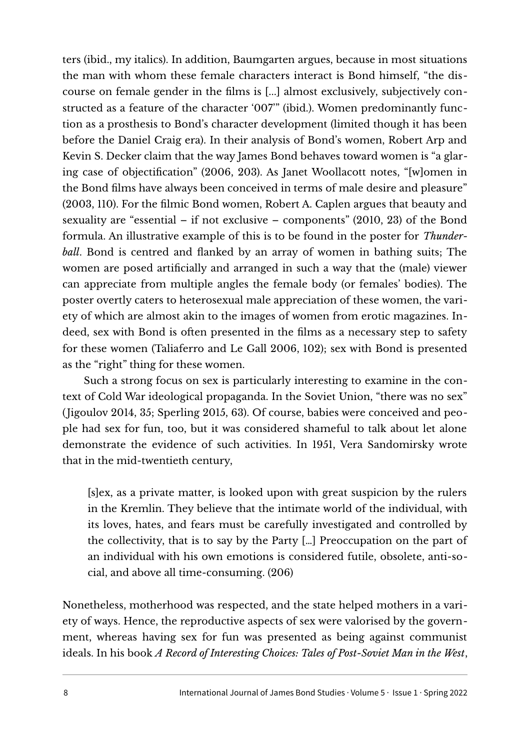ters (ibid., my italics). In addition, Baumgarten argues, because in most situations the man with whom these female characters interact is Bond himself, "the discourse on female gender in the films is […] almost exclusively, subjectively constructed as a feature of the character '007'" (ibid.). Women predominantly function as a prosthesis to Bond's character development (limited though it has been before the Daniel Craig era). In their analysis of Bond's women, Robert Arp and Kevin S. Decker claim that the way James Bond behaves toward women is "a glaring case of objectification" (2006, 203). As Janet Woollacott notes, "[w]omen in the Bond films have always been conceived in terms of male desire and pleasure" (2003, 110). For the filmic Bond women, Robert A. Caplen argues that beauty and sexuality are "essential – if not exclusive – components" (2010, 23) of the Bond formula. An illustrative example of this is to be found in the poster for *Thunderball*. Bond is centred and flanked by an array of women in bathing suits; The women are posed artificially and arranged in such a way that the (male) viewer can appreciate from multiple angles the female body (or females' bodies). The poster overtly caters to heterosexual male appreciation of these women, the variety of which are almost akin to the images of women from erotic magazines. Indeed, sex with Bond is often presented in the films as a necessary step to safety for these women (Taliaferro and Le Gall 2006, 102); sex with Bond is presented as the "right" thing for these women.

Such a strong focus on sex is particularly interesting to examine in the context of Cold War ideological propaganda. In the Soviet Union, "there was no sex" (Jigoulov 2014, 35; Sperling 2015, 63). Of course, babies were conceived and people had sex for fun, too, but it was considered shameful to talk about let alone demonstrate the evidence of such activities. In 1951, Vera Sandomirsky wrote that in the mid-twentieth century,

> [s]ex, as a private matter, is looked upon with great suspicion by the rulers in the Kremlin. They believe that the intimate world of the individual, with its loves, hates, and fears must be carefully investigated and controlled by the collectivity, that is to say by the Party […] Preoccupation on the part of an individual with his own emotions is considered futile, obsolete, anti-social, and above all time-consuming. (206)

Nonetheless, motherhood was respected, and the state helped mothers in a variety of ways. Hence, the reproductive aspects of sex were valorised by the government, whereas having sex for fun was presented as being against communist ideals. In his book *A Record of Interesting Choices: Tales of Post-Soviet Man in the West*,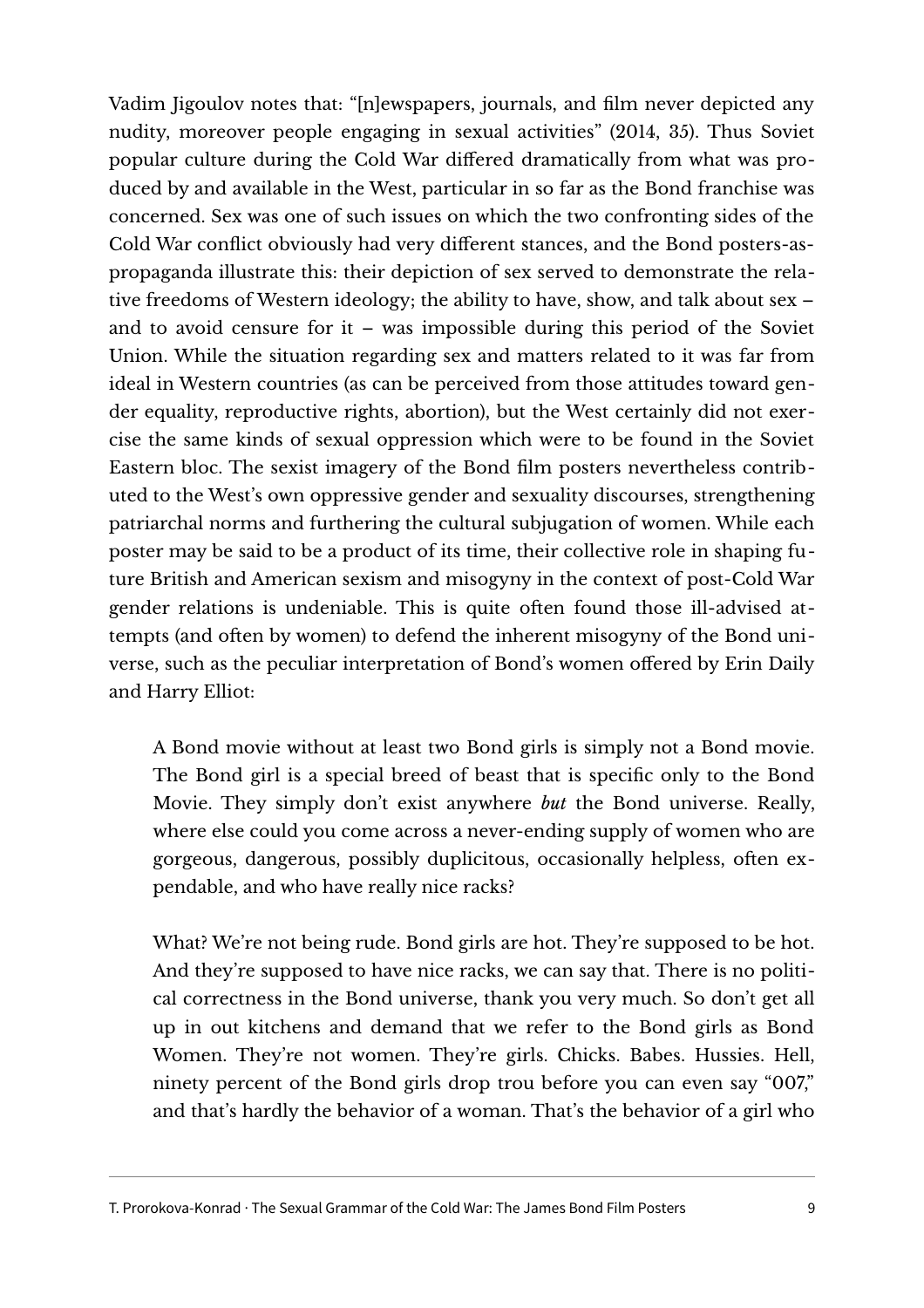Vadim Jigoulov notes that: "[n]ewspapers, journals, and film never depicted any nudity, moreover people engaging in sexual activities" (2014, 35). Thus Soviet popular culture during the Cold War differed dramatically from what was produced by and available in the West, particular in so far as the Bond franchise was concerned. Sex was one of such issues on which the two confronting sides of the Cold War conflict obviously had very different stances, and the Bond posters-as-propaganda illustrate this: their depiction of sex served to demonstrate the relative freedoms of Western ideology; the ability to have, show, and talk about sex – and to avoid censure for it – was impossible during this period of the Soviet Union. While the situation regarding sex and matters related to it was far from ideal in Western countries (as can be perceived from those attitudes toward gender equality, reproductive rights, abortion), but the West certainly did not exercise the same kinds of sexual oppression which were to be found in the Soviet Eastern bloc. The sexist imagery of the Bond film posters nevertheless contributed to the West's own oppressive gender and sexuality discourses, strengthening patriarchal norms and furthering the cultural subjugation of women. While each poster may be said to be a product of its time, their collective role in shaping future British and American sexism and misogyny in the context of post-Cold War gender relations is undeniable. This is quite often found those ill-advised attempts (and often by women) to defend the inherent misogyny of the Bond universe, such as the peculiar interpretation of Bond's women offered by Erin Daily and Harry Elliot:

> A Bond movie without at least two Bond girls is simply not a Bond movie. The Bond girl is a special breed of beast that is specific only to the Bond Movie. They simply don't exist anywhere *but* the Bond universe. Really, where else could you come across a never-ending supply of women who are gorgeous, dangerous, possibly duplicitous, occasionally helpless, often expendable, and who have really nice racks?
>
> What? We're not being rude. Bond girls are hot. They're supposed to be hot. And they're supposed to have nice racks, we can say that. There is no political correctness in the Bond universe, thank you very much. So don't get all up in out kitchens and demand that we refer to the Bond girls as Bond Women. They're not women. They're girls. Chicks. Babes. Hussies. Hell, ninety percent of the Bond girls drop trou before you can even say "007," and that's hardly the behavior of a woman. That's the behavior of a girl who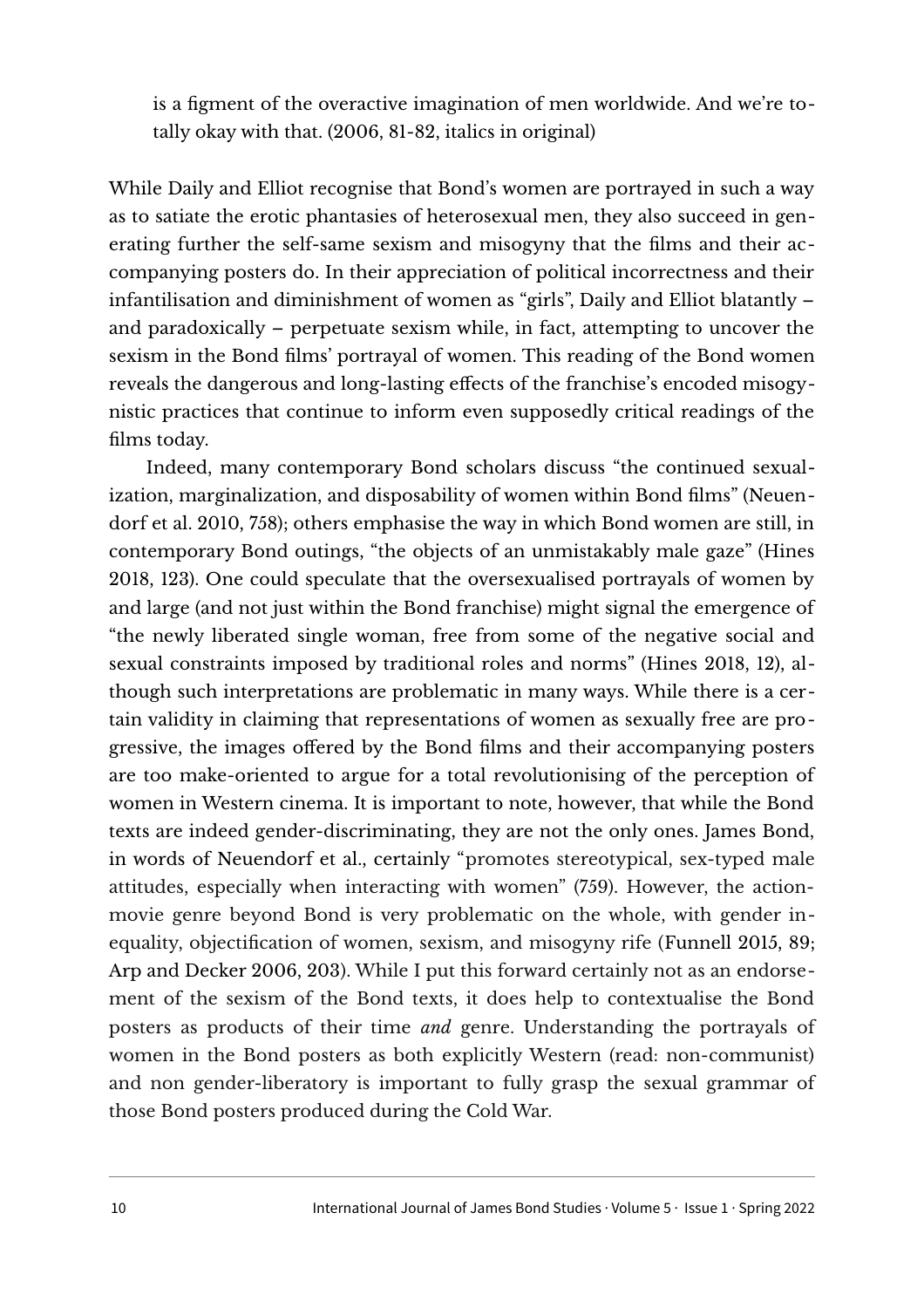is a figment of the overactive imagination of men worldwide. And we're totally okay with that. (2006, 81-82, italics in original)

While Daily and Elliot recognise that Bond's women are portrayed in such a way as to satiate the erotic phantasies of heterosexual men, they also succeed in generating further the self-same sexism and misogyny that the films and their accompanying posters do. In their appreciation of political incorrectness and their infantilisation and diminishment of women as "girls", Daily and Elliot blatantly – and paradoxically – perpetuate sexism while, in fact, attempting to uncover the sexism in the Bond films' portrayal of women. This reading of the Bond women reveals the dangerous and long-lasting effects of the franchise's encoded misogynistic practices that continue to inform even supposedly critical readings of the films today.

Indeed, many contemporary Bond scholars discuss "the continued sexualization, marginalization, and disposability of women within Bond films" (Neuendorf et al. 2010, 758); others emphasise the way in which Bond women are still, in contemporary Bond outings, "the objects of an unmistakably male gaze" (Hines 2018, 123). One could speculate that the oversexualised portrayals of women by and large (and not just within the Bond franchise) might signal the emergence of "the newly liberated single woman, free from some of the negative social and sexual constraints imposed by traditional roles and norms" (Hines 2018, 12), although such interpretations are problematic in many ways. While there is a certain validity in claiming that representations of women as sexually free are progressive, the images offered by the Bond films and their accompanying posters are too make-oriented to argue for a total revolutionising of the perception of women in Western cinema. It is important to note, however, that while the Bond texts are indeed gender-discriminating, they are not the only ones. James Bond, in words of Neuendorf et al., certainly "promotes stereotypical, sex-typed male attitudes, especially when interacting with women" (759). However, the action-movie genre beyond Bond is very problematic on the whole, with gender inequality, objectification of women, sexism, and misogyny rife (Funnell 2015, 89; Arp and Decker 2006, 203). While I put this forward certainly not as an endorsement of the sexism of the Bond texts, it does help to contextualise the Bond posters as products of their time *and* genre. Understanding the portrayals of women in the Bond posters as both explicitly Western (read: non-communist) and non gender-liberatory is important to fully grasp the sexual grammar of those Bond posters produced during the Cold War.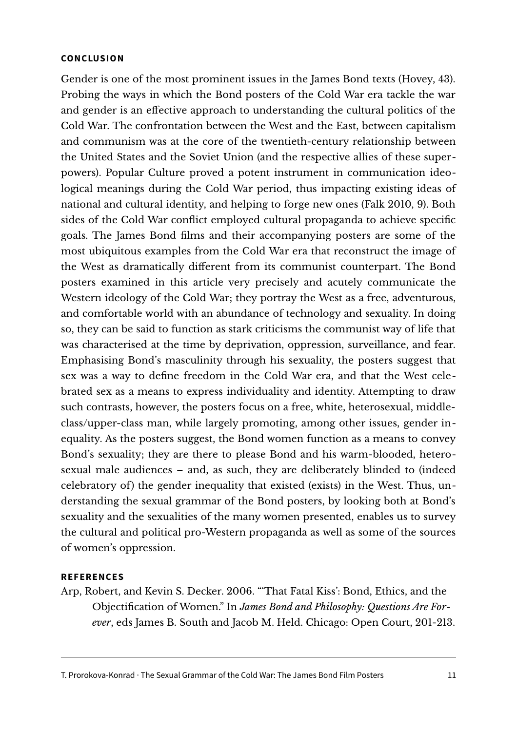## CONCLUSION

Gender is one of the most prominent issues in the James Bond texts (Hovey, 43). Probing the ways in which the Bond posters of the Cold War era tackle the war and gender is an effective approach to understanding the cultural politics of the Cold War. The confrontation between the West and the East, between capitalism and communism was at the core of the twentieth-century relationship between the United States and the Soviet Union (and the respective allies of these superpowers). Popular Culture proved a potent instrument in communication ideological meanings during the Cold War period, thus impacting existing ideas of national and cultural identity, and helping to forge new ones (Falk 2010, 9). Both sides of the Cold War conflict employed cultural propaganda to achieve specific goals. The James Bond films and their accompanying posters are some of the most ubiquitous examples from the Cold War era that reconstruct the image of the West as dramatically different from its communist counterpart. The Bond posters examined in this article very precisely and acutely communicate the Western ideology of the Cold War; they portray the West as a free, adventurous, and comfortable world with an abundance of technology and sexuality. In doing so, they can be said to function as stark criticisms the communist way of life that was characterised at the time by deprivation, oppression, surveillance, and fear. Emphasising Bond's masculinity through his sexuality, the posters suggest that sex was a way to define freedom in the Cold War era, and that the West celebrated sex as a means to express individuality and identity. Attempting to draw such contrasts, however, the posters focus on a free, white, heterosexual, middle-class/upper-class man, while largely promoting, among other issues, gender inequality. As the posters suggest, the Bond women function as a means to convey Bond's sexuality; they are there to please Bond and his warm-blooded, heterosexual male audiences – and, as such, they are deliberately blinded to (indeed celebratory of) the gender inequality that existed (exists) in the West. Thus, understanding the sexual grammar of the Bond posters, by looking both at Bond's sexuality and the sexualities of the many women presented, enables us to survey the cultural and political pro-Western propaganda as well as some of the sources of women's oppression.

## REFERENCES

Arp, Robert, and Kevin S. Decker. 2006. "'That Fatal Kiss': Bond, Ethics, and the Objectification of Women." In *James Bond and Philosophy: Questions Are Forever*, eds James B. South and Jacob M. Held. Chicago: Open Court, 201-213.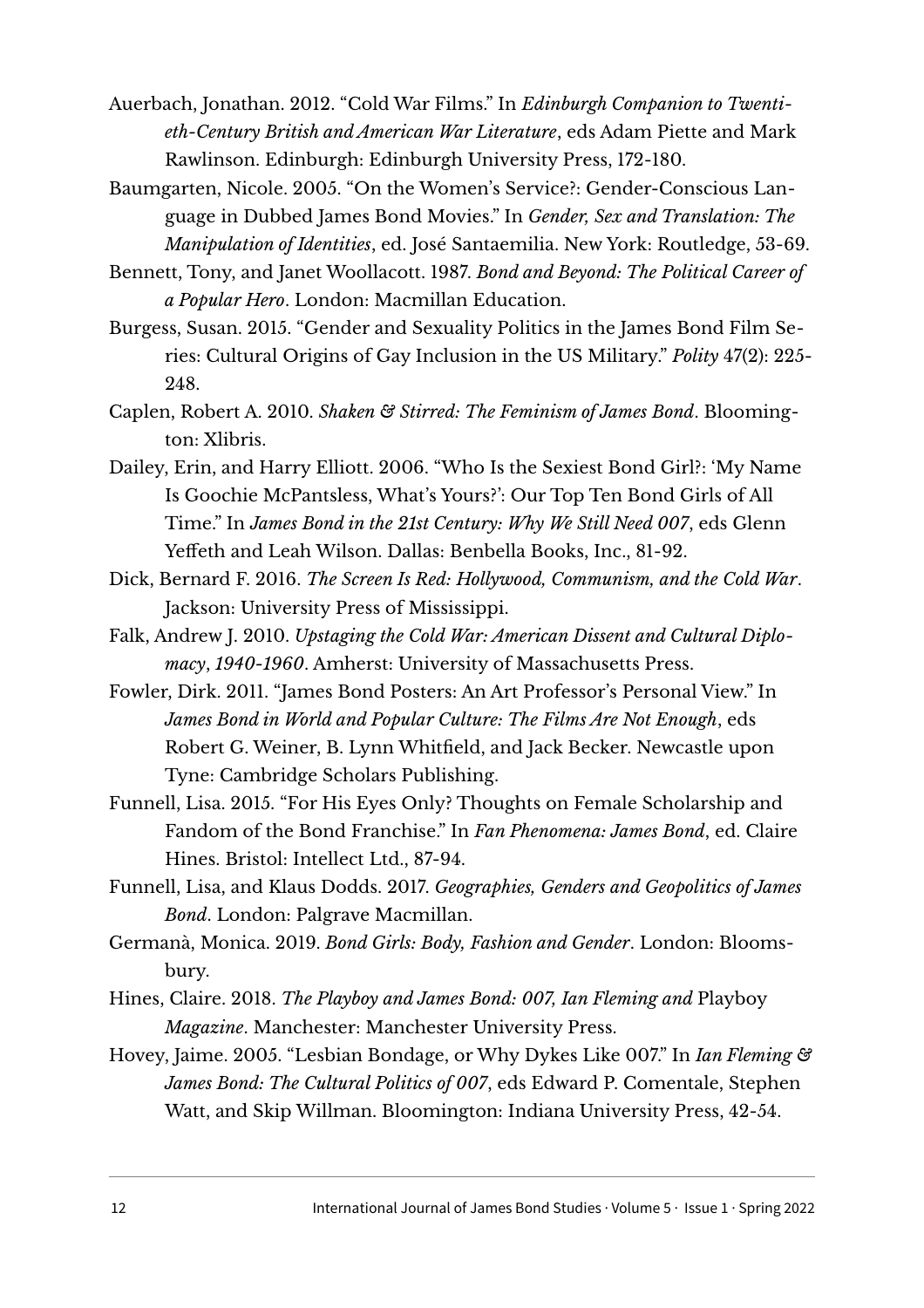Auerbach, Jonathan. 2012. "Cold War Films." In *Edinburgh Companion to Twentieth-Century British and American War Literature*, eds Adam Piette and Mark Rawlinson. Edinburgh: Edinburgh University Press, 172-180.

Baumgarten, Nicole. 2005. "On the Women's Service?: Gender-Conscious Language in Dubbed James Bond Movies." In *Gender, Sex and Translation: The Manipulation of Identities*, ed. José Santaemilia. New York: Routledge, 53-69.

Bennett, Tony, and Janet Woollacott. 1987. *Bond and Beyond: The Political Career of a Popular Hero*. London: Macmillan Education.

Burgess, Susan. 2015. "Gender and Sexuality Politics in the James Bond Film Series: Cultural Origins of Gay Inclusion in the US Military." *Polity* 47(2): 225-248.

Caplen, Robert A. 2010. *Shaken & Stirred: The Feminism of James Bond*. Bloomington: Xlibris.

Dailey, Erin, and Harry Elliott. 2006. "Who Is the Sexiest Bond Girl?: 'My Name Is Goochie McPantsless, What's Yours?': Our Top Ten Bond Girls of All Time." In *James Bond in the 21st Century: Why We Still Need 007*, eds Glenn Yeffeth and Leah Wilson. Dallas: Benbella Books, Inc., 81-92.

Dick, Bernard F. 2016. *The Screen Is Red: Hollywood, Communism, and the Cold War*. Jackson: University Press of Mississippi.

Falk, Andrew J. 2010. *Upstaging the Cold War: American Dissent and Cultural Diplomacy, 1940-1960*. Amherst: University of Massachusetts Press.

Fowler, Dirk. 2011. "James Bond Posters: An Art Professor's Personal View." In *James Bond in World and Popular Culture: The Films Are Not Enough*, eds Robert G. Weiner, B. Lynn Whitfield, and Jack Becker. Newcastle upon Tyne: Cambridge Scholars Publishing.

Funnell, Lisa. 2015. "For His Eyes Only? Thoughts on Female Scholarship and Fandom of the Bond Franchise." In *Fan Phenomena: James Bond*, ed. Claire Hines. Bristol: Intellect Ltd., 87-94.

Funnell, Lisa, and Klaus Dodds. 2017. *Geographies, Genders and Geopolitics of James Bond*. London: Palgrave Macmillan.

Germanà, Monica. 2019. *Bond Girls: Body, Fashion and Gender*. London: Bloomsbury.

Hines, Claire. 2018. *The Playboy and James Bond: 007, Ian Fleming and* Playboy *Magazine*. Manchester: Manchester University Press.

Hovey, Jaime. 2005. "Lesbian Bondage, or Why Dykes Like 007." In *Ian Fleming & James Bond: The Cultural Politics of 007*, eds Edward P. Comentale, Stephen Watt, and Skip Willman. Bloomington: Indiana University Press, 42-54.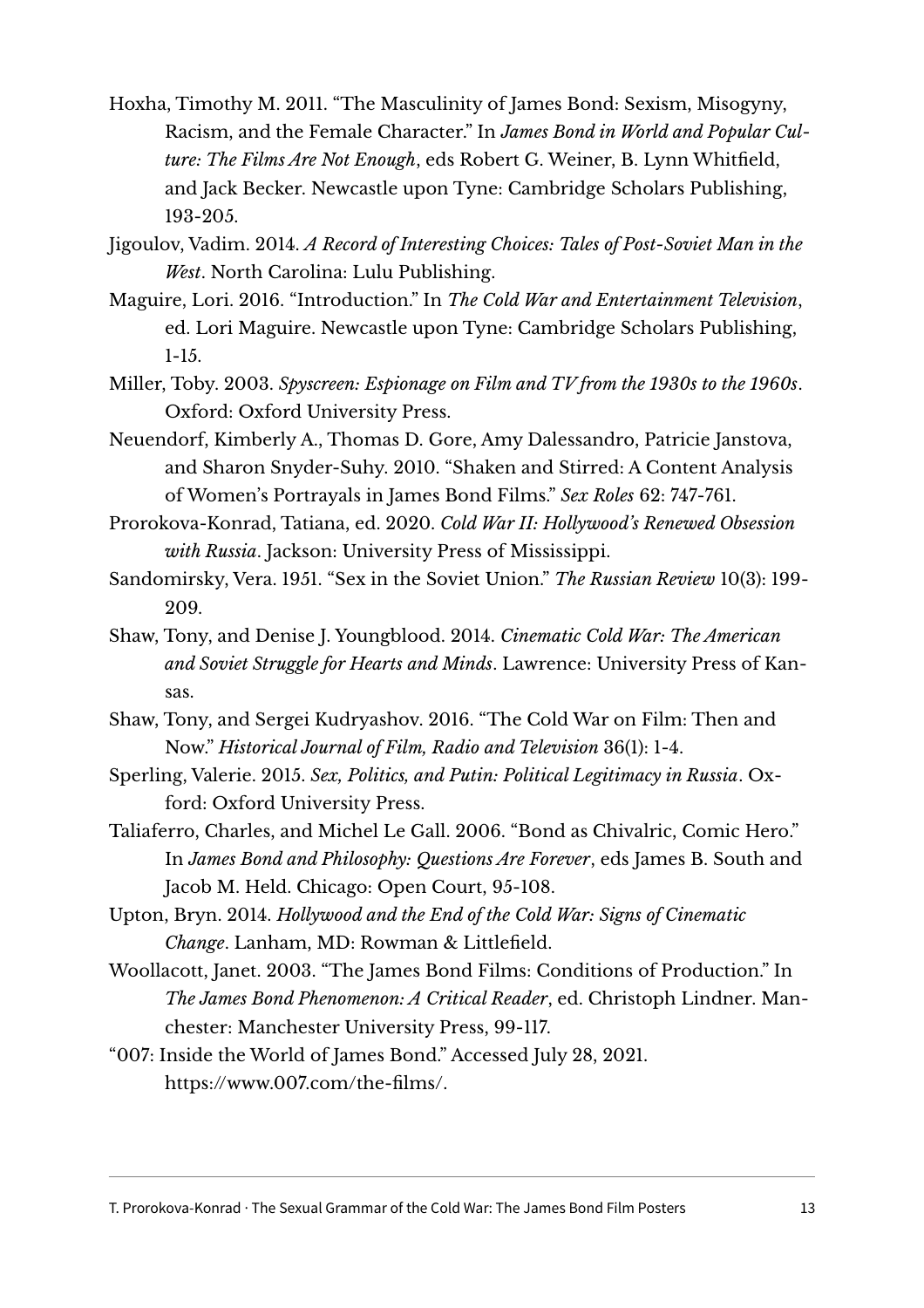Hoxha, Timothy M. 2011. "The Masculinity of James Bond: Sexism, Misogyny, Racism, and the Female Character." In *James Bond in World and Popular Culture: The Films Are Not Enough*, eds Robert G. Weiner, B. Lynn Whitfield, and Jack Becker. Newcastle upon Tyne: Cambridge Scholars Publishing, 193-205.

Jigoulov, Vadim. 2014. *A Record of Interesting Choices: Tales of Post-Soviet Man in the West*. North Carolina: Lulu Publishing.

Maguire, Lori. 2016. "Introduction." In *The Cold War and Entertainment Television*, ed. Lori Maguire. Newcastle upon Tyne: Cambridge Scholars Publishing, 1-15.

Miller, Toby. 2003. *Spyscreen: Espionage on Film and TV from the 1930s to the 1960s*. Oxford: Oxford University Press.

Neuendorf, Kimberly A., Thomas D. Gore, Amy Dalessandro, Patricie Janstova, and Sharon Snyder-Suhy. 2010. "Shaken and Stirred: A Content Analysis of Women's Portrayals in James Bond Films." *Sex Roles* 62: 747-761.

Prorokova-Konrad, Tatiana, ed. 2020. *Cold War II: Hollywood's Renewed Obsession with Russia*. Jackson: University Press of Mississippi.

Sandomirsky, Vera. 1951. "Sex in the Soviet Union." *The Russian Review* 10(3): 199-209.

Shaw, Tony, and Denise J. Youngblood. 2014. *Cinematic Cold War: The American and Soviet Struggle for Hearts and Minds*. Lawrence: University Press of Kansas.

Shaw, Tony, and Sergei Kudryashov. 2016. "The Cold War on Film: Then and Now." *Historical Journal of Film, Radio and Television* 36(1): 1-4.

Sperling, Valerie. 2015. *Sex, Politics, and Putin: Political Legitimacy in Russia*. Oxford: Oxford University Press.

Taliaferro, Charles, and Michel Le Gall. 2006. "Bond as Chivalric, Comic Hero." In *James Bond and Philosophy: Questions Are Forever*, eds James B. South and Jacob M. Held. Chicago: Open Court, 95-108.

Upton, Bryn. 2014. *Hollywood and the End of the Cold War: Signs of Cinematic Change*. Lanham, MD: Rowman & Littlefield.

Woollacott, Janet. 2003. "The James Bond Films: Conditions of Production." In *The James Bond Phenomenon: A Critical Reader*, ed. Christoph Lindner. Manchester: Manchester University Press, 99-117.

"007: Inside the World of James Bond." Accessed July 28, 2021. https://www.007.com/the-films/.